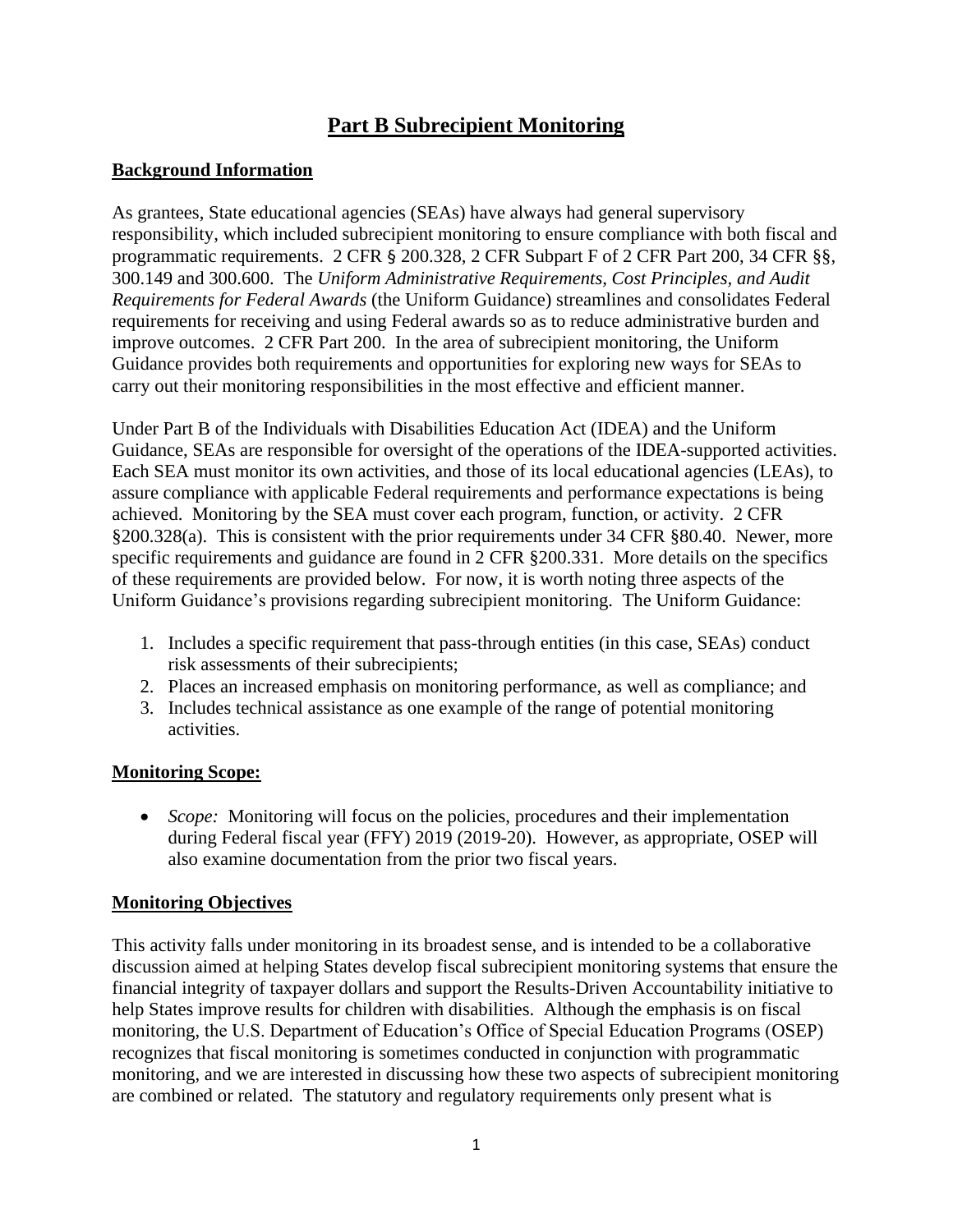# Part B Subrecipient Monitoring

## Background Information

As grantees, State educational agencies (SEAs) have always had general supervisory responsibility, which included subrecipient monitoring to ensure compliance with both fiscal and programmatic requirements. 2 CFR § 200.328, 2 CFR Subpart F of 2 CFR Part 200, 34 CFR §§, 300.149 and 300.600. The *Uniform Administrative Requirements, Cost Principles, and Audit Requirements for Federal Awards* (the Uniform Guidance) streamlines and consolidates Federal requirements for receiving and using Federal awards so as to reduce administrative burden and improve outcomes. 2 CFR Part 200. In the area of subrecipient monitoring, the Uniform Guidance provides both requirements and opportunities for exploring new ways for SEAs to carry out their monitoring responsibilities in the most effective and efficient manner.

Under Part B of the Individuals with Disabilities Education Act (IDEA) and the Uniform Guidance, SEAs are responsible for oversight of the operations of the IDEA-supported activities. Each SEA must monitor its own activities, and those of its local educational agencies (LEAs), to assure compliance with applicable Federal requirements and performance expectations is being achieved. Monitoring by the SEA must cover each program, function, or activity. 2 CFR §200.328(a). This is consistent with the prior requirements under 34 CFR §80.40. Newer, more specific requirements and guidance are found in 2 CFR §200.331. More details on the specifics of these requirements are provided below. For now, it is worth noting three aspects of the Uniform Guidance's provisions regarding subrecipient monitoring. The Uniform Guidance:

1. Includes a specific requirement that pass-through entities (in this case, SEAs) conduct risk assessments of their subrecipients;
2. Places an increased emphasis on monitoring performance, as well as compliance; and
3. Includes technical assistance as one example of the range of potential monitoring activities.

## Monitoring Scope:

- *Scope:* Monitoring will focus on the policies, procedures and their implementation during Federal fiscal year (FFY) 2019 (2019-20). However, as appropriate, OSEP will also examine documentation from the prior two fiscal years.

## Monitoring Objectives

This activity falls under monitoring in its broadest sense, and is intended to be a collaborative discussion aimed at helping States develop fiscal subrecipient monitoring systems that ensure the financial integrity of taxpayer dollars and support the Results-Driven Accountability initiative to help States improve results for children with disabilities. Although the emphasis is on fiscal monitoring, the U.S. Department of Education's Office of Special Education Programs (OSEP) recognizes that fiscal monitoring is sometimes conducted in conjunction with programmatic monitoring, and we are interested in discussing how these two aspects of subrecipient monitoring are combined or related. The statutory and regulatory requirements only present what is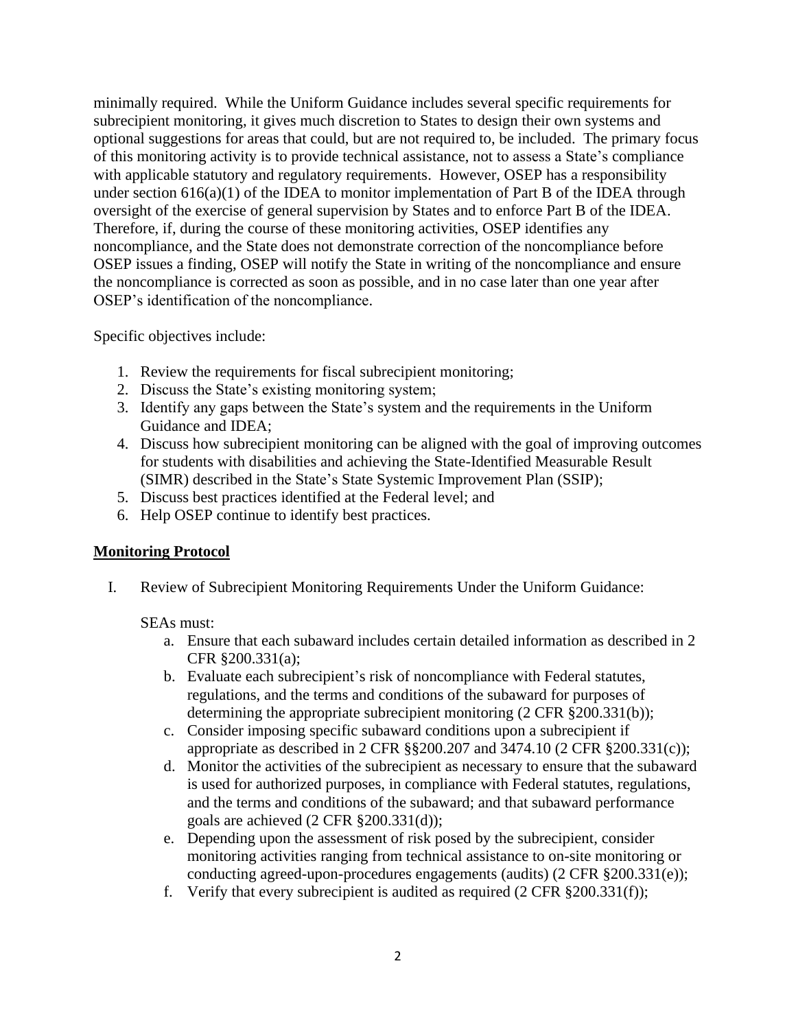minimally required. While the Uniform Guidance includes several specific requirements for subrecipient monitoring, it gives much discretion to States to design their own systems and optional suggestions for areas that could, but are not required to, be included. The primary focus of this monitoring activity is to provide technical assistance, not to assess a State's compliance with applicable statutory and regulatory requirements. However, OSEP has a responsibility under section 616(a)(1) of the IDEA to monitor implementation of Part B of the IDEA through oversight of the exercise of general supervision by States and to enforce Part B of the IDEA. Therefore, if, during the course of these monitoring activities, OSEP identifies any noncompliance, and the State does not demonstrate correction of the noncompliance before OSEP issues a finding, OSEP will notify the State in writing of the noncompliance and ensure the noncompliance is corrected as soon as possible, and in no case later than one year after OSEP's identification of the noncompliance.

Specific objectives include:

1. Review the requirements for fiscal subrecipient monitoring;
2. Discuss the State's existing monitoring system;
3. Identify any gaps between the State's system and the requirements in the Uniform Guidance and IDEA;
4. Discuss how subrecipient monitoring can be aligned with the goal of improving outcomes for students with disabilities and achieving the State-Identified Measurable Result (SIMR) described in the State's State Systemic Improvement Plan (SSIP);
5. Discuss best practices identified at the Federal level; and
6. Help OSEP continue to identify best practices.

## Monitoring Protocol

I. Review of Subrecipient Monitoring Requirements Under the Uniform Guidance:

   SEAs must:

   a. Ensure that each subaward includes certain detailed information as described in 2 CFR §200.331(a);
   b. Evaluate each subrecipient's risk of noncompliance with Federal statutes, regulations, and the terms and conditions of the subaward for purposes of determining the appropriate subrecipient monitoring (2 CFR §200.331(b));
   c. Consider imposing specific subaward conditions upon a subrecipient if appropriate as described in 2 CFR §§200.207 and 3474.10 (2 CFR §200.331(c));
   d. Monitor the activities of the subrecipient as necessary to ensure that the subaward is used for authorized purposes, in compliance with Federal statutes, regulations, and the terms and conditions of the subaward; and that subaward performance goals are achieved (2 CFR §200.331(d));
   e. Depending upon the assessment of risk posed by the subrecipient, consider monitoring activities ranging from technical assistance to on-site monitoring or conducting agreed-upon-procedures engagements (audits) (2 CFR §200.331(e));
   f. Verify that every subrecipient is audited as required (2 CFR §200.331(f));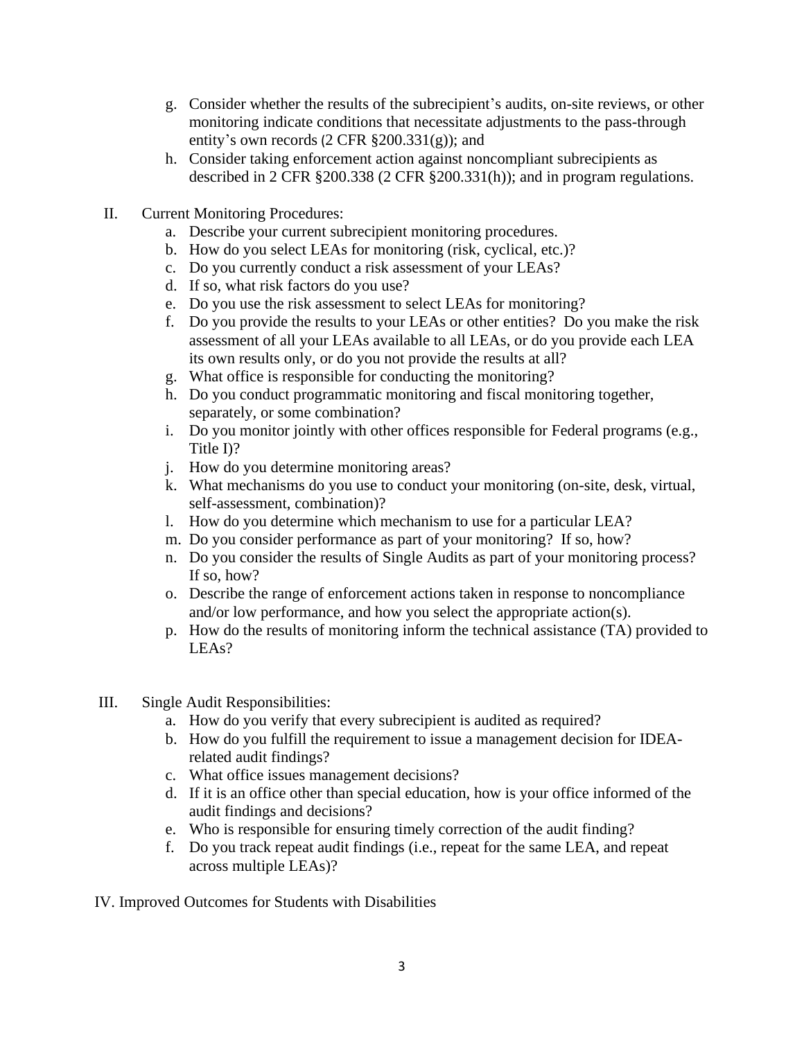g. Consider whether the results of the subrecipient's audits, on-site reviews, or other monitoring indicate conditions that necessitate adjustments to the pass-through entity's own records (2 CFR §200.331(g)); and
h. Consider taking enforcement action against noncompliant subrecipients as described in 2 CFR §200.338 (2 CFR §200.331(h)); and in program regulations.

II. Current Monitoring Procedures:

a. Describe your current subrecipient monitoring procedures.
b. How do you select LEAs for monitoring (risk, cyclical, etc.)?
c. Do you currently conduct a risk assessment of your LEAs?
d. If so, what risk factors do you use?
e. Do you use the risk assessment to select LEAs for monitoring?
f. Do you provide the results to your LEAs or other entities? Do you make the risk assessment of all your LEAs available to all LEAs, or do you provide each LEA its own results only, or do you not provide the results at all?
g. What office is responsible for conducting the monitoring?
h. Do you conduct programmatic monitoring and fiscal monitoring together, separately, or some combination?
i. Do you monitor jointly with other offices responsible for Federal programs (e.g., Title I)?
j. How do you determine monitoring areas?
k. What mechanisms do you use to conduct your monitoring (on-site, desk, virtual, self-assessment, combination)?
l. How do you determine which mechanism to use for a particular LEA?
m. Do you consider performance as part of your monitoring? If so, how?
n. Do you consider the results of Single Audits as part of your monitoring process? If so, how?
o. Describe the range of enforcement actions taken in response to noncompliance and/or low performance, and how you select the appropriate action(s).
p. How do the results of monitoring inform the technical assistance (TA) provided to LEAs?

III. Single Audit Responsibilities:

a. How do you verify that every subrecipient is audited as required?
b. How do you fulfill the requirement to issue a management decision for IDEA-related audit findings?
c. What office issues management decisions?
d. If it is an office other than special education, how is your office informed of the audit findings and decisions?
e. Who is responsible for ensuring timely correction of the audit finding?
f. Do you track repeat audit findings (i.e., repeat for the same LEA, and repeat across multiple LEAs)?

IV. Improved Outcomes for Students with Disabilities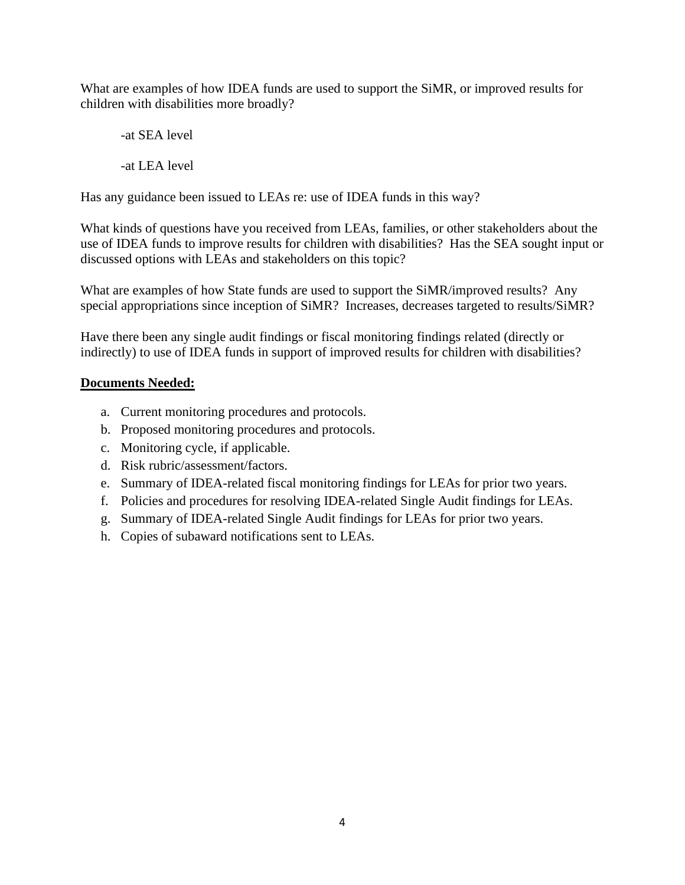What are examples of how IDEA funds are used to support the SiMR, or improved results for children with disabilities more broadly?

-at SEA level

-at LEA level

Has any guidance been issued to LEAs re: use of IDEA funds in this way?

What kinds of questions have you received from LEAs, families, or other stakeholders about the use of IDEA funds to improve results for children with disabilities? Has the SEA sought input or discussed options with LEAs and stakeholders on this topic?

What are examples of how State funds are used to support the SiMR/improved results? Any special appropriations since inception of SiMR? Increases, decreases targeted to results/SiMR?

Have there been any single audit findings or fiscal monitoring findings related (directly or indirectly) to use of IDEA funds in support of improved results for children with disabilities?

**Documents Needed:**

a. Current monitoring procedures and protocols.
b. Proposed monitoring procedures and protocols.
c. Monitoring cycle, if applicable.
d. Risk rubric/assessment/factors.
e. Summary of IDEA-related fiscal monitoring findings for LEAs for prior two years.
f. Policies and procedures for resolving IDEA-related Single Audit findings for LEAs.
g. Summary of IDEA-related Single Audit findings for LEAs for prior two years.
h. Copies of subaward notifications sent to LEAs.